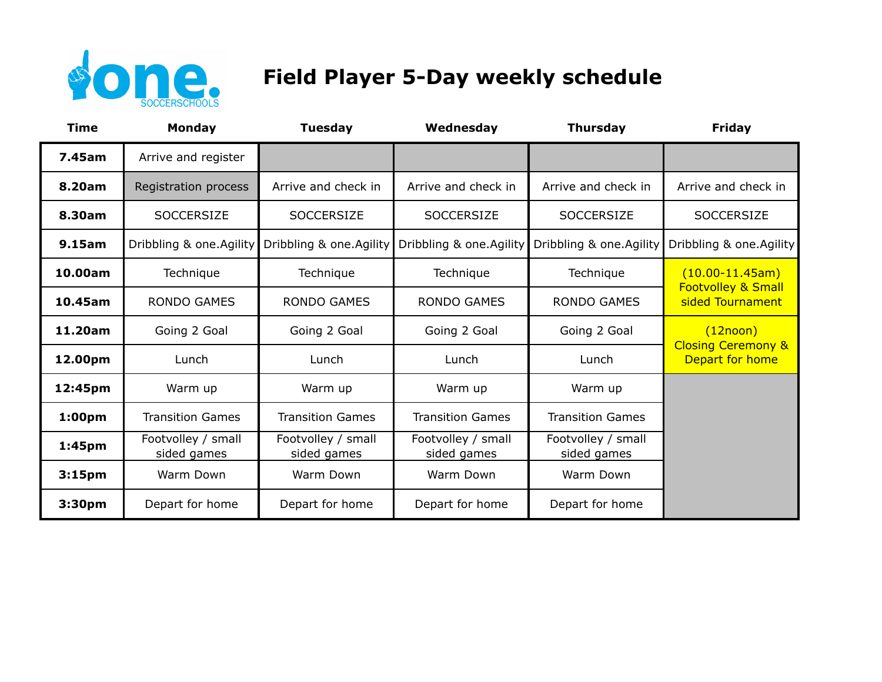one. SOCCERSCHOOLS

# Field Player 5-Day weekly schedule

| Time | Monday | Tuesday | Wednesday | Thursday | Friday |
|---|---|---|---|---|---|
| 7.45am | Arrive and register | | | | |
| 8.20am | Registration process | Arrive and check in | Arrive and check in | Arrive and check in | Arrive and check in |
| 8.30am | SOCCERSIZE | SOCCERSIZE | SOCCERSIZE | SOCCERSIZE | SOCCERSIZE |
| 9.15am | Dribbling & one.Agility | Dribbling & one.Agility | Dribbling & one.Agility | Dribbling & one.Agility | Dribbling & one.Agility |
| 10.00am | Technique | Technique | Technique | Technique | (10.00-11.45am) Footvolley & Small sided Tournament |
| 10.45am | RONDO GAMES | RONDO GAMES | RONDO GAMES | RONDO GAMES | |
| 11.20am | Going 2 Goal | Going 2 Goal | Going 2 Goal | Going 2 Goal | (12noon) Closing Ceremony & Depart for home |
| 12.00pm | Lunch | Lunch | Lunch | Lunch | |
| 12:45pm | Warm up | Warm up | Warm up | Warm up | |
| 1:00pm | Transition Games | Transition Games | Transition Games | Transition Games | |
| 1:45pm | Footvolley / small sided games | Footvolley / small sided games | Footvolley / small sided games | Footvolley / small sided games | |
| 3:15pm | Warm Down | Warm Down | Warm Down | Warm Down | |
| 3:30pm | Depart for home | Depart for home | Depart for home | Depart for home | |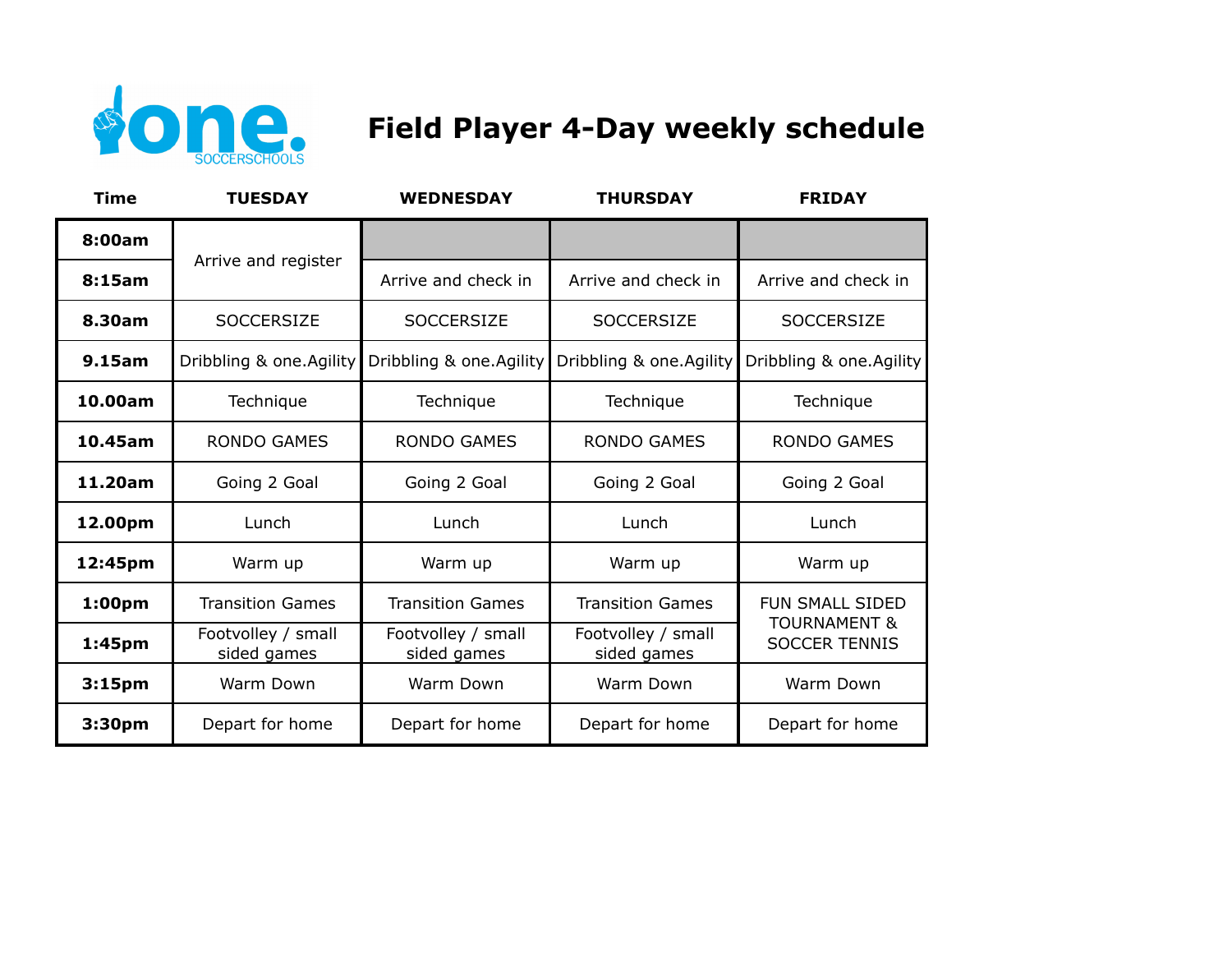one. SOCCERSCHOOLS

# Field Player 4-Day weekly schedule

| Time | TUESDAY | WEDNESDAY | THURSDAY | FRIDAY |
|---|---|---|---|---|
| **8:00am** | Arrive and register | | | |
| **8:15am** | | Arrive and check in | Arrive and check in | Arrive and check in |
| **8.30am** | SOCCERSIZE | SOCCERSIZE | SOCCERSIZE | SOCCERSIZE |
| **9.15am** | Dribbling & one.Agility | Dribbling & one.Agility | Dribbling & one.Agility | Dribbling & one.Agility |
| **10.00am** | Technique | Technique | Technique | Technique |
| **10.45am** | RONDO GAMES | RONDO GAMES | RONDO GAMES | RONDO GAMES |
| **11.20am** | Going 2 Goal | Going 2 Goal | Going 2 Goal | Going 2 Goal |
| **12.00pm** | Lunch | Lunch | Lunch | Lunch |
| **12:45pm** | Warm up | Warm up | Warm up | Warm up |
| **1:00pm** | Transition Games | Transition Games | Transition Games | FUN SMALL SIDED TOURNAMENT & SOCCER TENNIS |
| **1:45pm** | Footvolley / small sided games | Footvolley / small sided games | Footvolley / small sided games | |
| **3:15pm** | Warm Down | Warm Down | Warm Down | Warm Down |
| **3:30pm** | Depart for home | Depart for home | Depart for home | Depart for home |